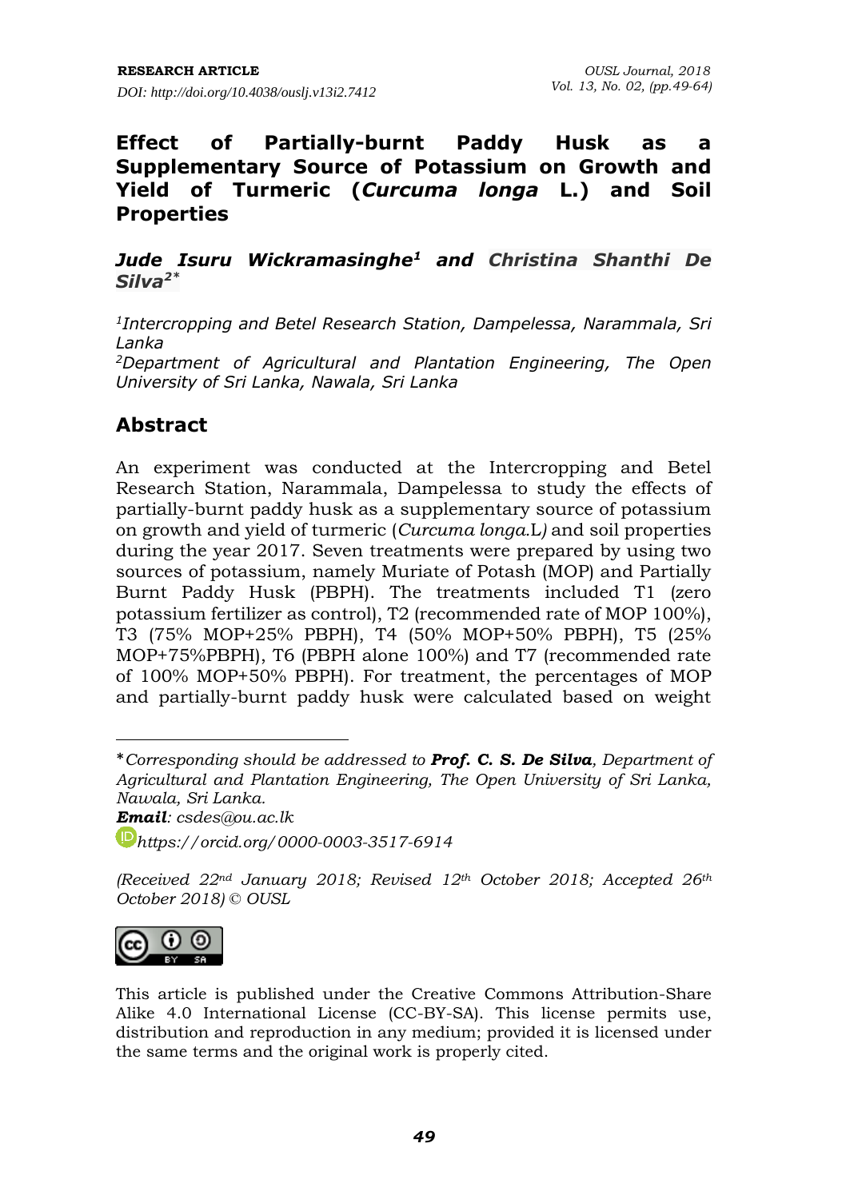RESEARCH ARTICLE

DOI: http://doi.org/10.4038/ouslj.v13i2.7412

# Effect of Partially-burnt Paddy Husk as a Supplementary Source of Potassium on Growth and Yield of Turmeric (*Curcuma longa* L.) and Soil Properties

***Jude Isuru Wickramasinghe*[1] *and Christina Shanthi De Silva*[2*]**

[1]*Intercropping and Betel Research Station, Dampelessa, Narammala, Sri Lanka*

[2]*Department of Agricultural and Plantation Engineering, The Open University of Sri Lanka, Nawala, Sri Lanka*

## Abstract

An experiment was conducted at the Intercropping and Betel Research Station, Narammala, Dampelessa to study the effects of partially-burnt paddy husk as a supplementary source of potassium on growth and yield of turmeric (*Curcuma longa*.L*)* and soil properties during the year 2017. Seven treatments were prepared by using two sources of potassium, namely Muriate of Potash (MOP) and Partially Burnt Paddy Husk (PBPH). The treatments included T1 (zero potassium fertilizer as control), T2 (recommended rate of MOP 100%), T3 (75% MOP+25% PBPH), T4 (50% MOP+50% PBPH), T5 (25% MOP+75%PBPH), T6 (PBPH alone 100%) and T7 (recommended rate of 100% MOP+50% PBPH). For treatment, the percentages of MOP and partially-burnt paddy husk were calculated based on weight

---

*Corresponding should be addressed to ***Prof. C. S. De Silva****, Department of Agricultural and Plantation Engineering, The Open University of Sri Lanka, Nawala, Sri Lanka.*

***Email****: csdes@ou.ac.lk*

*https://orcid.org/0000-0003-3517-6914*

*(Received 22nd January 2018; Revised 12th October 2018; Accepted 26th October 2018) © OUSL*

This article is published under the Creative Commons Attribution-Share Alike 4.0 International License (CC-BY-SA). This license permits use, distribution and reproduction in any medium; provided it is licensed under the same terms and the original work is properly cited.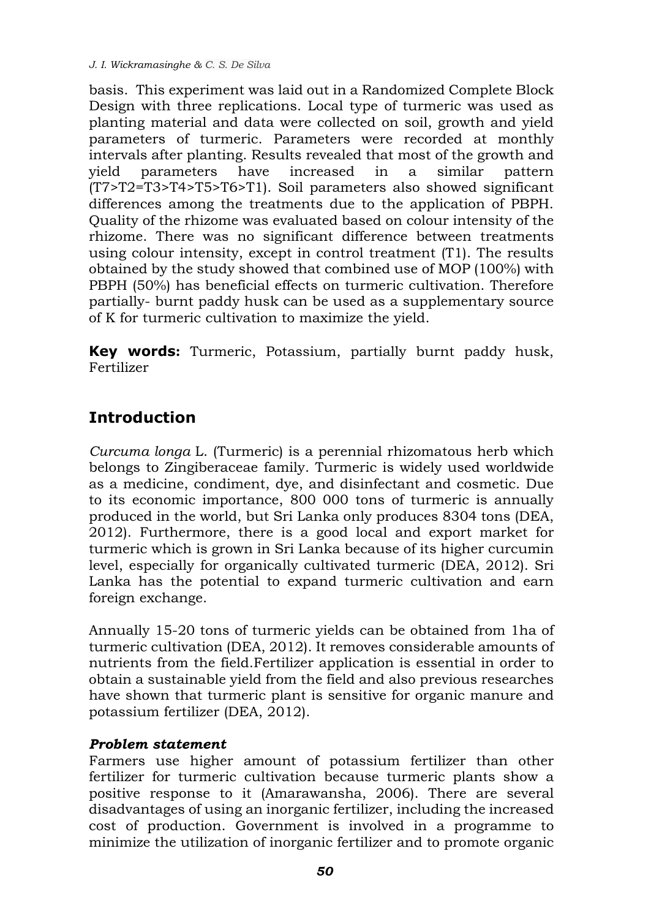basis. This experiment was laid out in a Randomized Complete Block Design with three replications. Local type of turmeric was used as planting material and data were collected on soil, growth and yield parameters of turmeric. Parameters were recorded at monthly intervals after planting. Results revealed that most of the growth and yield parameters have increased in a similar pattern (T7>T2=T3>T4>T5>T6>T1). Soil parameters also showed significant differences among the treatments due to the application of PBPH. Quality of the rhizome was evaluated based on colour intensity of the rhizome. There was no significant difference between treatments using colour intensity, except in control treatment (T1). The results obtained by the study showed that combined use of MOP (100%) with PBPH (50%) has beneficial effects on turmeric cultivation. Therefore partially- burnt paddy husk can be used as a supplementary source of K for turmeric cultivation to maximize the yield.

**Key words:** Turmeric, Potassium, partially burnt paddy husk, Fertilizer

## Introduction

*Curcuma longa* L. (Turmeric) is a perennial rhizomatous herb which belongs to Zingiberaceae family. Turmeric is widely used worldwide as a medicine, condiment, dye, and disinfectant and cosmetic. Due to its economic importance, 800 000 tons of turmeric is annually produced in the world, but Sri Lanka only produces 8304 tons (DEA, 2012). Furthermore, there is a good local and export market for turmeric which is grown in Sri Lanka because of its higher curcumin level, especially for organically cultivated turmeric (DEA, 2012). Sri Lanka has the potential to expand turmeric cultivation and earn foreign exchange.

Annually 15-20 tons of turmeric yields can be obtained from 1ha of turmeric cultivation (DEA, 2012). It removes considerable amounts of nutrients from the field.Fertilizer application is essential in order to obtain a sustainable yield from the field and also previous researches have shown that turmeric plant is sensitive for organic manure and potassium fertilizer (DEA, 2012).

### *Problem statement*

Farmers use higher amount of potassium fertilizer than other fertilizer for turmeric cultivation because turmeric plants show a positive response to it (Amarawansha, 2006). There are several disadvantages of using an inorganic fertilizer, including the increased cost of production. Government is involved in a programme to minimize the utilization of inorganic fertilizer and to promote organic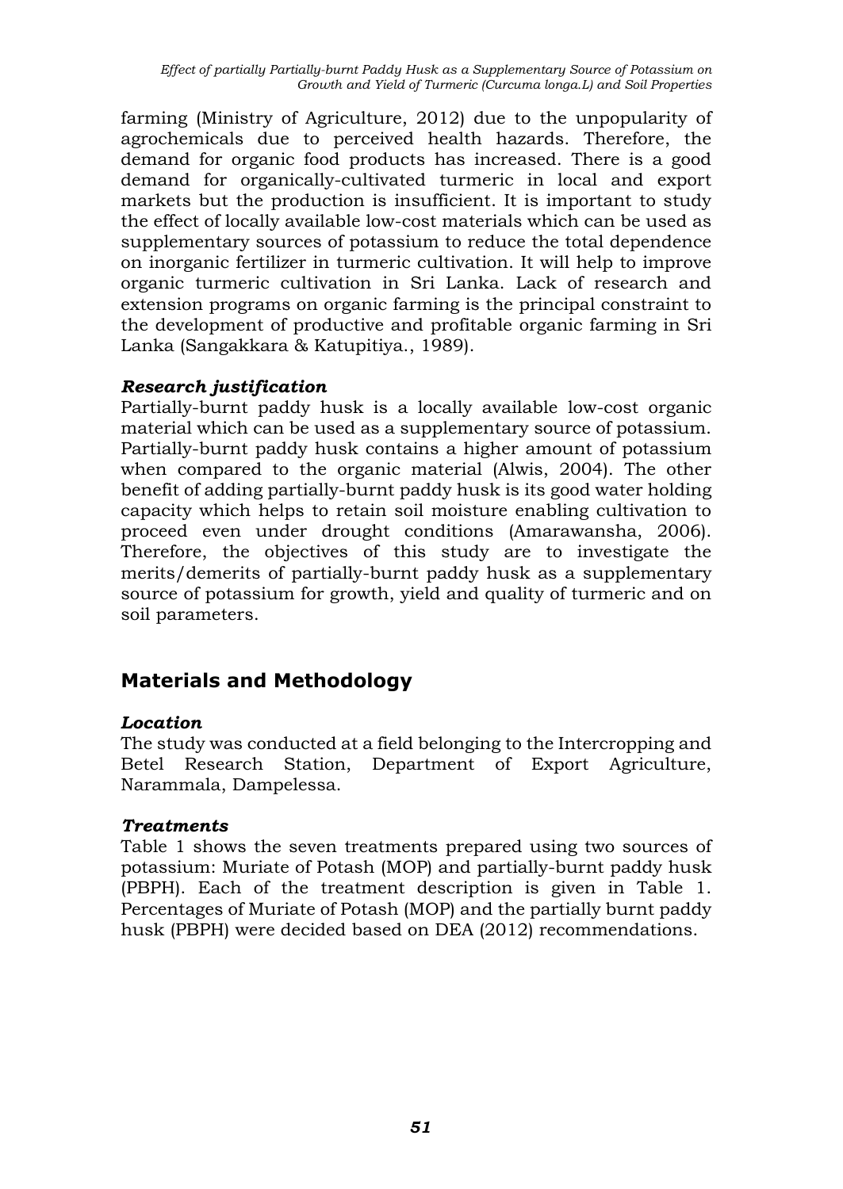farming (Ministry of Agriculture, 2012) due to the unpopularity of agrochemicals due to perceived health hazards. Therefore, the demand for organic food products has increased. There is a good demand for organically-cultivated turmeric in local and export markets but the production is insufficient. It is important to study the effect of locally available low-cost materials which can be used as supplementary sources of potassium to reduce the total dependence on inorganic fertilizer in turmeric cultivation. It will help to improve organic turmeric cultivation in Sri Lanka. Lack of research and extension programs on organic farming is the principal constraint to the development of productive and profitable organic farming in Sri Lanka (Sangakkara & Katupitiya., 1989).

### *Research justification*

Partially-burnt paddy husk is a locally available low-cost organic material which can be used as a supplementary source of potassium. Partially-burnt paddy husk contains a higher amount of potassium when compared to the organic material (Alwis, 2004). The other benefit of adding partially-burnt paddy husk is its good water holding capacity which helps to retain soil moisture enabling cultivation to proceed even under drought conditions (Amarawansha, 2006). Therefore, the objectives of this study are to investigate the merits/demerits of partially-burnt paddy husk as a supplementary source of potassium for growth, yield and quality of turmeric and on soil parameters.

## Materials and Methodology

### *Location*

The study was conducted at a field belonging to the Intercropping and Betel Research Station, Department of Export Agriculture, Narammala, Dampelessa.

### *Treatments*

Table 1 shows the seven treatments prepared using two sources of potassium: Muriate of Potash (MOP) and partially-burnt paddy husk (PBPH). Each of the treatment description is given in Table 1. Percentages of Muriate of Potash (MOP) and the partially burnt paddy husk (PBPH) were decided based on DEA (2012) recommendations.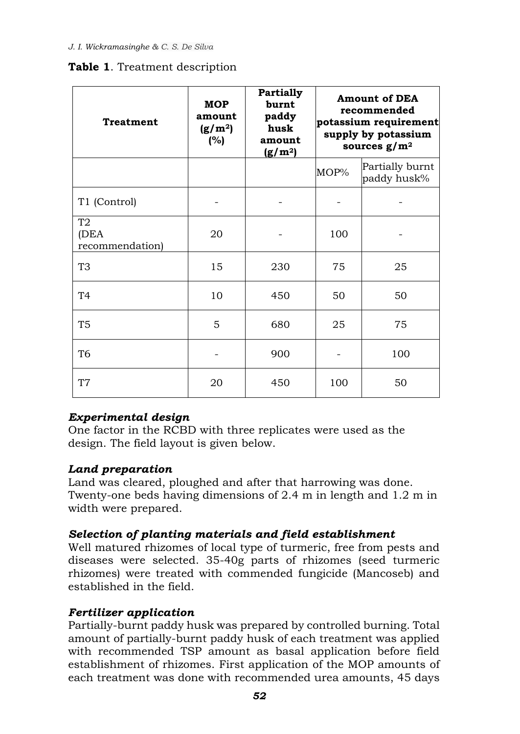**Table 1**. Treatment description

| Treatment | MOP amount ($g/m^2$) (%) | Partially burnt paddy husk amount ($g/m^2$) | Amount of DEA recommended potassium requirement supply by potassium sources $g/m^2$ | |
|---|---|---|---|---|
| | | | MOP% | Partially burnt paddy husk% |
| T1 (Control) | - | - | - | - |
| T2 (DEA recommendation) | 20 | - | 100 | - |
| T3 | 15 | 230 | 75 | 25 |
| T4 | 10 | 450 | 50 | 50 |
| T5 | 5 | 680 | 25 | 75 |
| T6 | - | 900 | - | 100 |
| T7 | 20 | 450 | 100 | 50 |

### *Experimental design*

One factor in the RCBD with three replicates were used as the design. The field layout is given below.

### *Land preparation*

Land was cleared, ploughed and after that harrowing was done. Twenty-one beds having dimensions of 2.4 m in length and 1.2 m in width were prepared.

### *Selection of planting materials and field establishment*

Well matured rhizomes of local type of turmeric, free from pests and diseases were selected. 35-40g parts of rhizomes (seed turmeric rhizomes) were treated with commended fungicide (Mancoseb) and established in the field.

### *Fertilizer application*

Partially-burnt paddy husk was prepared by controlled burning. Total amount of partially-burnt paddy husk of each treatment was applied with recommended TSP amount as basal application before field establishment of rhizomes. First application of the MOP amounts of each treatment was done with recommended urea amounts, 45 days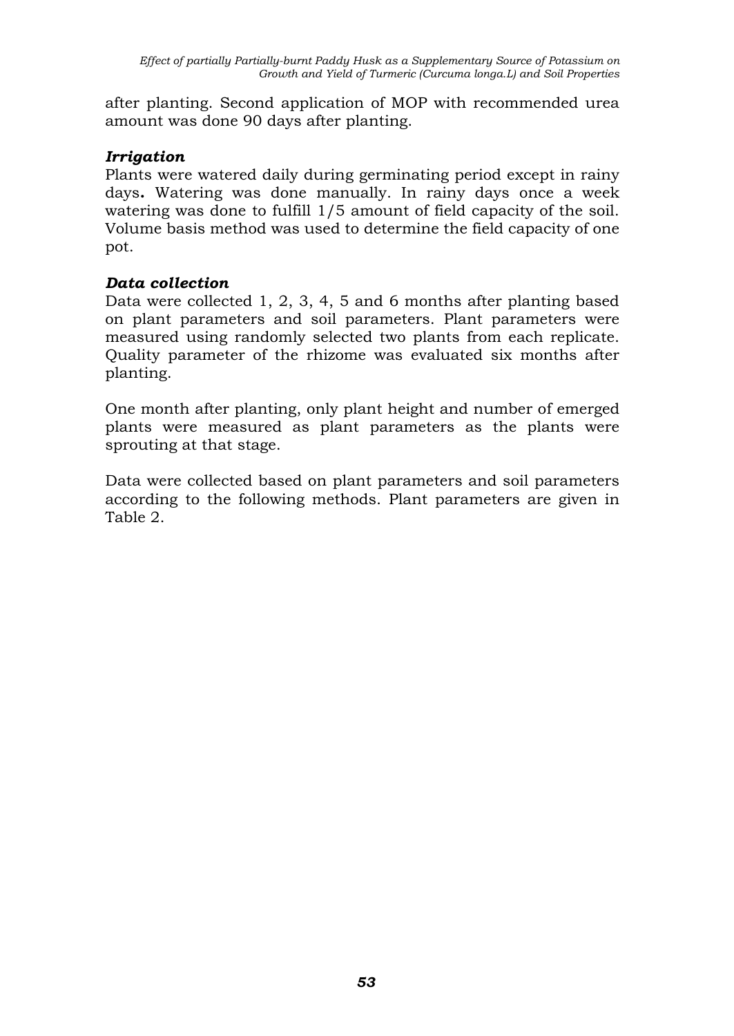after planting. Second application of MOP with recommended urea amount was done 90 days after planting.

### *Irrigation*

Plants were watered daily during germinating period except in rainy days**.** Watering was done manually. In rainy days once a week watering was done to fulfill 1/5 amount of field capacity of the soil. Volume basis method was used to determine the field capacity of one pot.

### *Data collection*

Data were collected 1, 2, 3, 4, 5 and 6 months after planting based on plant parameters and soil parameters. Plant parameters were measured using randomly selected two plants from each replicate. Quality parameter of the rhizome was evaluated six months after planting.

One month after planting, only plant height and number of emerged plants were measured as plant parameters as the plants were sprouting at that stage.

Data were collected based on plant parameters and soil parameters according to the following methods. Plant parameters are given in Table 2.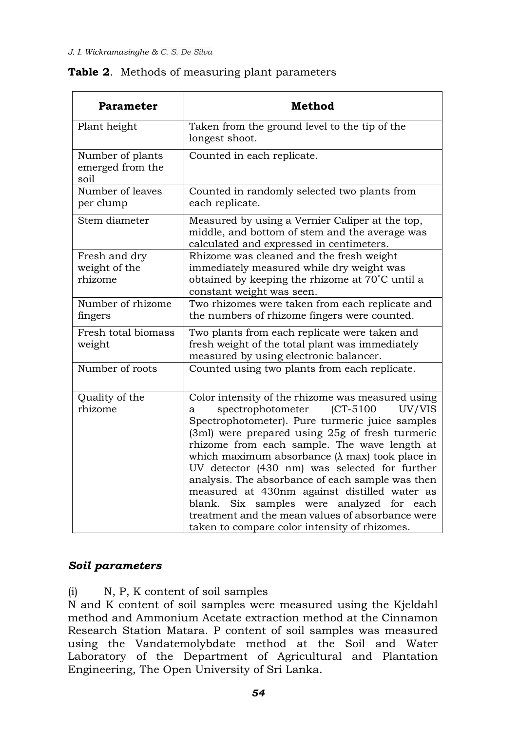**Table 2**. Methods of measuring plant parameters

| Parameter | Method |
|---|---|
| Plant height | Taken from the ground level to the tip of the longest shoot. |
| Number of plants emerged from the soil | Counted in each replicate. |
| Number of leaves per clump | Counted in randomly selected two plants from each replicate. |
| Stem diameter | Measured by using a Vernier Caliper at the top, middle, and bottom of stem and the average was calculated and expressed in centimeters. |
| Fresh and dry weight of the rhizome | Rhizome was cleaned and the fresh weight immediately measured while dry weight was obtained by keeping the rhizome at 70˚C until a constant weight was seen. |
| Number of rhizome fingers | Two rhizomes were taken from each replicate and the numbers of rhizome fingers were counted. |
| Fresh total biomass weight | Two plants from each replicate were taken and fresh weight of the total plant was immediately measured by using electronic balancer. |
| Number of roots | Counted using two plants from each replicate. |
| Quality of the rhizome | Color intensity of the rhizome was measured using a spectrophotometer (CT-5100 UV/VIS Spectrophotometer). Pure turmeric juice samples (3ml) were prepared using 25g of fresh turmeric rhizome from each sample. The wave length at which maximum absorbance (λ max) took place in UV detector (430 nm) was selected for further analysis. The absorbance of each sample was then measured at 430nm against distilled water as blank. Six samples were analyzed for each treatment and the mean values of absorbance were taken to compare color intensity of rhizomes. |

### *Soil parameters*

(i) N, P, K content of soil samples

N and K content of soil samples were measured using the Kjeldahl method and Ammonium Acetate extraction method at the Cinnamon Research Station Matara. P content of soil samples was measured using the Vandatemolybdate method at the Soil and Water Laboratory of the Department of Agricultural and Plantation Engineering, The Open University of Sri Lanka.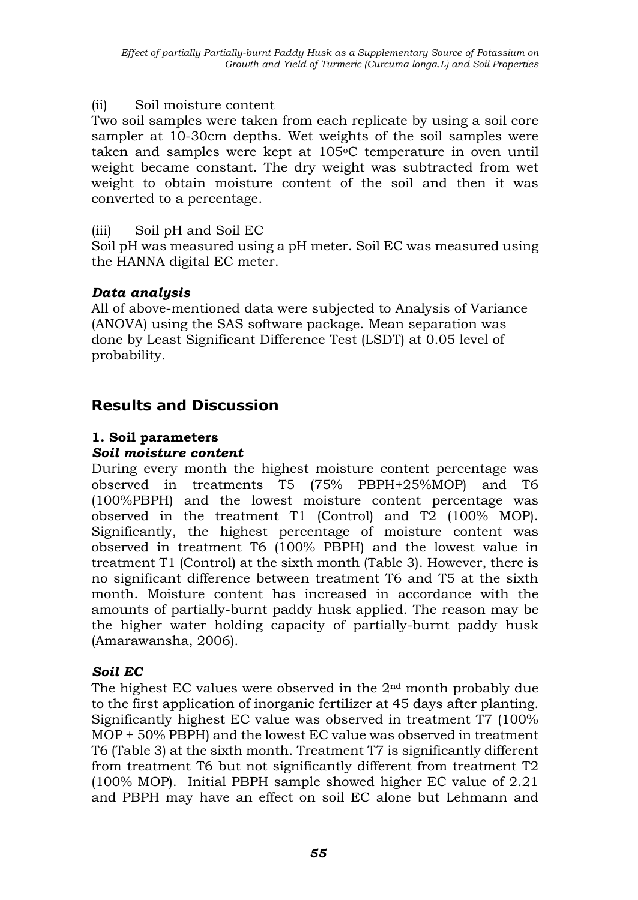(ii) Soil moisture content

Two soil samples were taken from each replicate by using a soil core sampler at 10-30cm depths. Wet weights of the soil samples were taken and samples were kept at 105$^{o}$C temperature in oven until weight became constant. The dry weight was subtracted from wet weight to obtain moisture content of the soil and then it was converted to a percentage.

(iii) Soil pH and Soil EC

Soil pH was measured using a pH meter. Soil EC was measured using the HANNA digital EC meter.

### *Data analysis*

All of above-mentioned data were subjected to Analysis of Variance (ANOVA) using the SAS software package. Mean separation was done by Least Significant Difference Test (LSDT) at 0.05 level of probability.

## Results and Discussion

### 1. Soil parameters

#### *Soil moisture content*

During every month the highest moisture content percentage was observed in treatments T5 (75% PBPH+25%MOP) and T6 (100%PBPH) and the lowest moisture content percentage was observed in the treatment T1 (Control) and T2 (100% MOP). Significantly, the highest percentage of moisture content was observed in treatment T6 (100% PBPH) and the lowest value in treatment T1 (Control) at the sixth month (Table 3). However, there is no significant difference between treatment T6 and T5 at the sixth month. Moisture content has increased in accordance with the amounts of partially-burnt paddy husk applied. The reason may be the higher water holding capacity of partially-burnt paddy husk (Amarawansha, 2006).

#### *Soil EC*

The highest EC values were observed in the 2$^{nd}$ month probably due to the first application of inorganic fertilizer at 45 days after planting. Significantly highest EC value was observed in treatment T7 (100% MOP + 50% PBPH) and the lowest EC value was observed in treatment T6 (Table 3) at the sixth month. Treatment T7 is significantly different from treatment T6 but not significantly different from treatment T2 (100% MOP). Initial PBPH sample showed higher EC value of 2.21 and PBPH may have an effect on soil EC alone but Lehmann and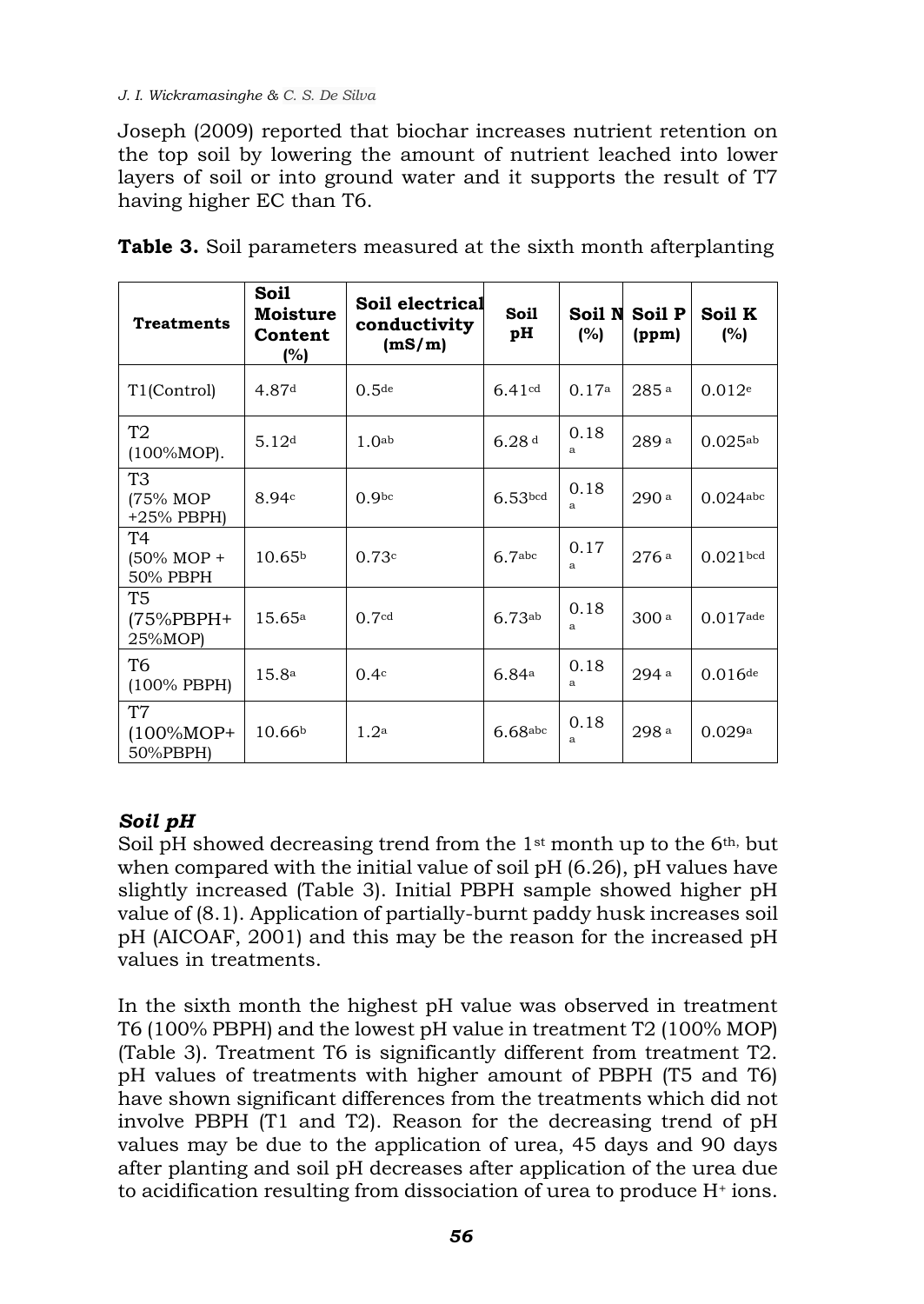Joseph (2009) reported that biochar increases nutrient retention on the top soil by lowering the amount of nutrient leached into lower layers of soil or into ground water and it supports the result of T7 having higher EC than T6.

**Table 3.** Soil parameters measured at the sixth month afterplanting

| Treatments | Soil Moisture Content (%) | Soil electrical conductivity (mS/m) | Soil pH | Soil N (%) | Soil P (ppm) | Soil K (%) |
|---|---|---|---|---|---|---|
| T1(Control) | $4.87^{d}$ | $0.5^{de}$ | $6.41^{cd}$ | $0.17^{a}$ | $285^{a}$ | $0.012^{e}$ |
| T2 (100%MOP). | $5.12^{d}$ | $1.0^{ab}$ | $6.28^{d}$ | $0.18^{a}$ | $289^{a}$ | $0.025^{ab}$ |
| T3 (75% MOP +25% PBPH) | $8.94^{c}$ | $0.9^{bc}$ | $6.53^{bcd}$ | $0.18^{a}$ | $290^{a}$ | $0.024^{abc}$ |
| T4 (50% MOP + 50% PBPH | $10.65^{b}$ | $0.73^{c}$ | $6.7^{abc}$ | $0.17^{a}$ | $276^{a}$ | $0.021^{bcd}$ |
| T5 (75%PBPH+ 25%MOP) | $15.65^{a}$ | $0.7^{cd}$ | $6.73^{ab}$ | $0.18^{a}$ | $300^{a}$ | $0.017^{ade}$ |
| T6 (100% PBPH) | $15.8^{a}$ | $0.4^{c}$ | $6.84^{a}$ | $0.18^{a}$ | $294^{a}$ | $0.016^{de}$ |
| T7 (100%MOP+ 50%PBPH) | $10.66^{b}$ | $1.2^{a}$ | $6.68^{abc}$ | $0.18^{a}$ | $298^{a}$ | $0.029^{a}$ |

### *Soil pH*

Soil pH showed decreasing trend from the 1st month up to the 6th, but when compared with the initial value of soil pH (6.26), pH values have slightly increased (Table 3). Initial PBPH sample showed higher pH value of (8.1). Application of partially-burnt paddy husk increases soil pH (AICOAF, 2001) and this may be the reason for the increased pH values in treatments.

In the sixth month the highest pH value was observed in treatment T6 (100% PBPH) and the lowest pH value in treatment T2 (100% MOP) (Table 3). Treatment T6 is significantly different from treatment T2. pH values of treatments with higher amount of PBPH (T5 and T6) have shown significant differences from the treatments which did not involve PBPH (T1 and T2). Reason for the decreasing trend of pH values may be due to the application of urea, 45 days and 90 days after planting and soil pH decreases after application of the urea due to acidification resulting from dissociation of urea to produce $H^{+}$ ions.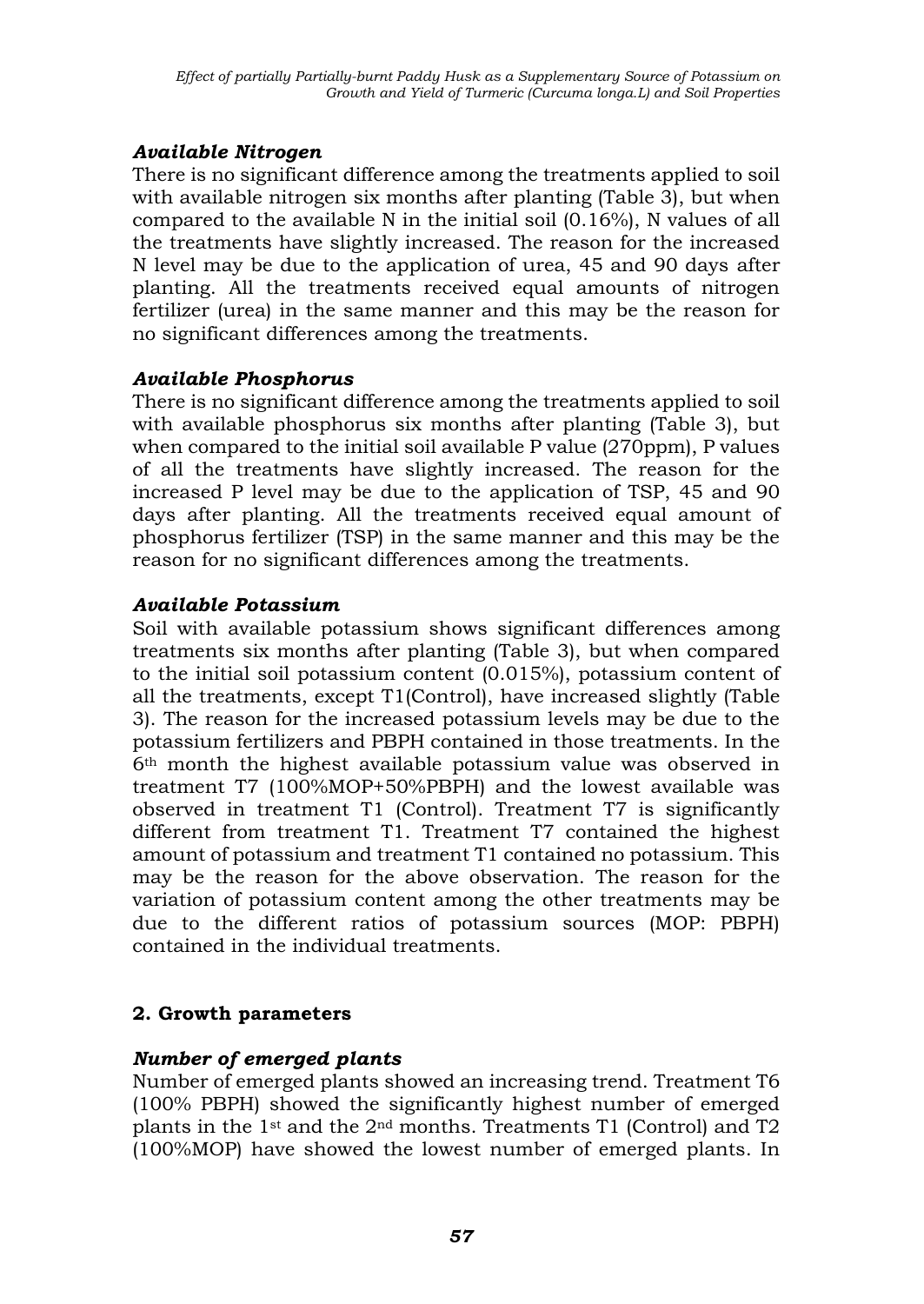### *Available Nitrogen*

There is no significant difference among the treatments applied to soil with available nitrogen six months after planting (Table 3), but when compared to the available N in the initial soil (0.16%), N values of all the treatments have slightly increased. The reason for the increased N level may be due to the application of urea, 45 and 90 days after planting. All the treatments received equal amounts of nitrogen fertilizer (urea) in the same manner and this may be the reason for no significant differences among the treatments.

### *Available Phosphorus*

There is no significant difference among the treatments applied to soil with available phosphorus six months after planting (Table 3), but when compared to the initial soil available P value (270ppm), P values of all the treatments have slightly increased. The reason for the increased P level may be due to the application of TSP, 45 and 90 days after planting. All the treatments received equal amount of phosphorus fertilizer (TSP) in the same manner and this may be the reason for no significant differences among the treatments.

### *Available Potassium*

Soil with available potassium shows significant differences among treatments six months after planting (Table 3), but when compared to the initial soil potassium content (0.015%), potassium content of all the treatments, except T1(Control), have increased slightly (Table 3). The reason for the increased potassium levels may be due to the potassium fertilizers and PBPH contained in those treatments. In the 6th month the highest available potassium value was observed in treatment T7 (100%MOP+50%PBPH) and the lowest available was observed in treatment T1 (Control). Treatment T7 is significantly different from treatment T1. Treatment T7 contained the highest amount of potassium and treatment T1 contained no potassium. This may be the reason for the above observation. The reason for the variation of potassium content among the other treatments may be due to the different ratios of potassium sources (MOP: PBPH) contained in the individual treatments.

## 2. Growth parameters

### *Number of emerged plants*

Number of emerged plants showed an increasing trend. Treatment T6 (100% PBPH) showed the significantly highest number of emerged plants in the 1st and the 2nd months. Treatments T1 (Control) and T2 (100%MOP) have showed the lowest number of emerged plants. In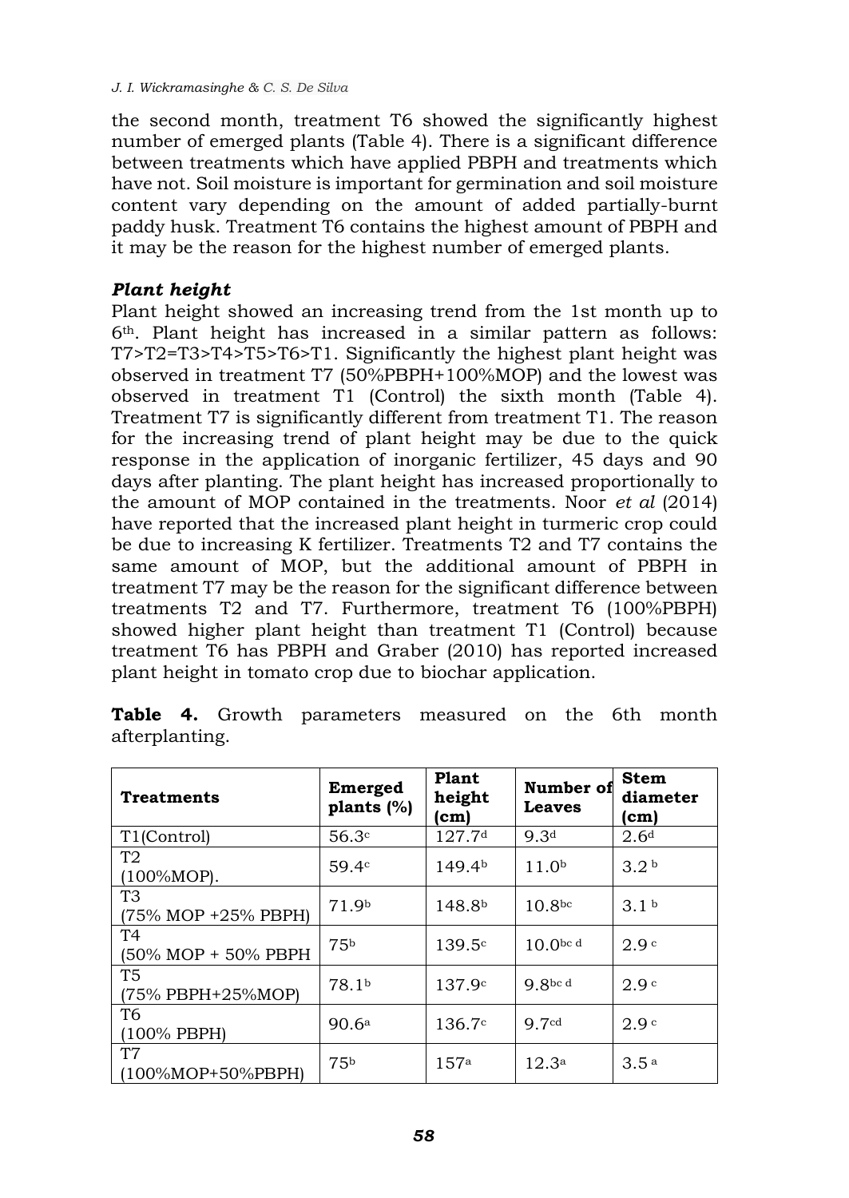the second month, treatment T6 showed the significantly highest number of emerged plants (Table 4). There is a significant difference between treatments which have applied PBPH and treatments which have not. Soil moisture is important for germination and soil moisture content vary depending on the amount of added partially-burnt paddy husk. Treatment T6 contains the highest amount of PBPH and it may be the reason for the highest number of emerged plants.

### *Plant height*

Plant height showed an increasing trend from the 1st month up to 6th. Plant height has increased in a similar pattern as follows: T7>T2=T3>T4>T5>T6>T1. Significantly the highest plant height was observed in treatment T7 (50%PBPH+100%MOP) and the lowest was observed in treatment T1 (Control) the sixth month (Table 4). Treatment T7 is significantly different from treatment T1. The reason for the increasing trend of plant height may be due to the quick response in the application of inorganic fertilizer, 45 days and 90 days after planting. The plant height has increased proportionally to the amount of MOP contained in the treatments. Noor *et al* (2014) have reported that the increased plant height in turmeric crop could be due to increasing K fertilizer. Treatments T2 and T7 contains the same amount of MOP, but the additional amount of PBPH in treatment T7 may be the reason for the significant difference between treatments T2 and T7. Furthermore, treatment T6 (100%PBPH) showed higher plant height than treatment T1 (Control) because treatment T6 has PBPH and Graber (2010) has reported increased plant height in tomato crop due to biochar application.

**Table 4.** Growth parameters measured on the 6th month afterplanting.

| **Treatments** | **Emerged plants (%)** | **Plant height (cm)** | **Number of Leaves** | **Stem diameter (cm)** |
|---|---|---|---|---|
| T1(Control) | 56.3$^{c}$ | 127.7$^{d}$ | 9.3$^{d}$ | 2.6$^{d}$ |
| T2 (100%MOP). | 59.4$^{c}$ | 149.4$^{b}$ | 11.0$^{b}$ | 3.2$^{b}$ |
| T3 (75% MOP +25% PBPH) | 71.9$^{b}$ | 148.8$^{b}$ | 10.8$^{bc}$ | 3.1$^{b}$ |
| T4 (50% MOP + 50% PBPH | 75$^{b}$ | 139.5$^{c}$ | 10.0$^{bc\ d}$ | 2.9$^{c}$ |
| T5 (75% PBPH+25%MOP) | 78.1$^{b}$ | 137.9$^{c}$ | 9.8$^{bc\ d}$ | 2.9$^{c}$ |
| T6 (100% PBPH) | 90.6$^{a}$ | 136.7$^{c}$ | 9.7$^{cd}$ | 2.9$^{c}$ |
| T7 (100%MOP+50%PBPH) | 75$^{b}$ | 157$^{a}$ | 12.3$^{a}$ | 3.5$^{a}$ |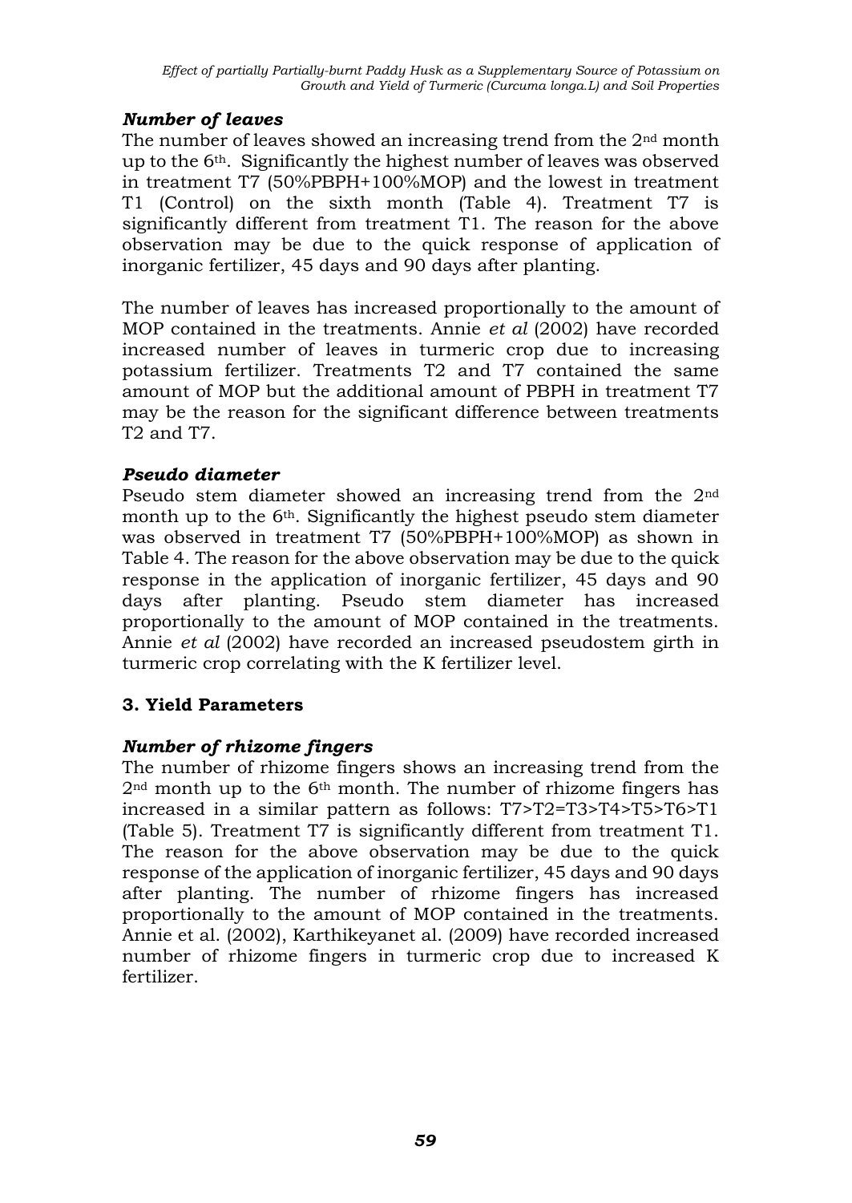### *Number of leaves*

The number of leaves showed an increasing trend from the 2nd month up to the 6th. Significantly the highest number of leaves was observed in treatment T7 (50%PBPH+100%MOP) and the lowest in treatment T1 (Control) on the sixth month (Table 4). Treatment T7 is significantly different from treatment T1. The reason for the above observation may be due to the quick response of application of inorganic fertilizer, 45 days and 90 days after planting.

The number of leaves has increased proportionally to the amount of MOP contained in the treatments. Annie *et al* (2002) have recorded increased number of leaves in turmeric crop due to increasing potassium fertilizer. Treatments T2 and T7 contained the same amount of MOP but the additional amount of PBPH in treatment T7 may be the reason for the significant difference between treatments T2 and T7.

### *Pseudo diameter*

Pseudo stem diameter showed an increasing trend from the 2nd month up to the 6th. Significantly the highest pseudo stem diameter was observed in treatment T7 (50%PBPH+100%MOP) as shown in Table 4. The reason for the above observation may be due to the quick response in the application of inorganic fertilizer, 45 days and 90 days after planting. Pseudo stem diameter has increased proportionally to the amount of MOP contained in the treatments. Annie *et al* (2002) have recorded an increased pseudostem girth in turmeric crop correlating with the K fertilizer level.

## 3. Yield Parameters

### *Number of rhizome fingers*

The number of rhizome fingers shows an increasing trend from the 2nd month up to the 6th month. The number of rhizome fingers has increased in a similar pattern as follows: T7>T2=T3>T4>T5>T6>T1 (Table 5). Treatment T7 is significantly different from treatment T1. The reason for the above observation may be due to the quick response of the application of inorganic fertilizer, 45 days and 90 days after planting. The number of rhizome fingers has increased proportionally to the amount of MOP contained in the treatments. Annie et al. (2002), Karthikeyanet al. (2009) have recorded increased number of rhizome fingers in turmeric crop due to increased K fertilizer.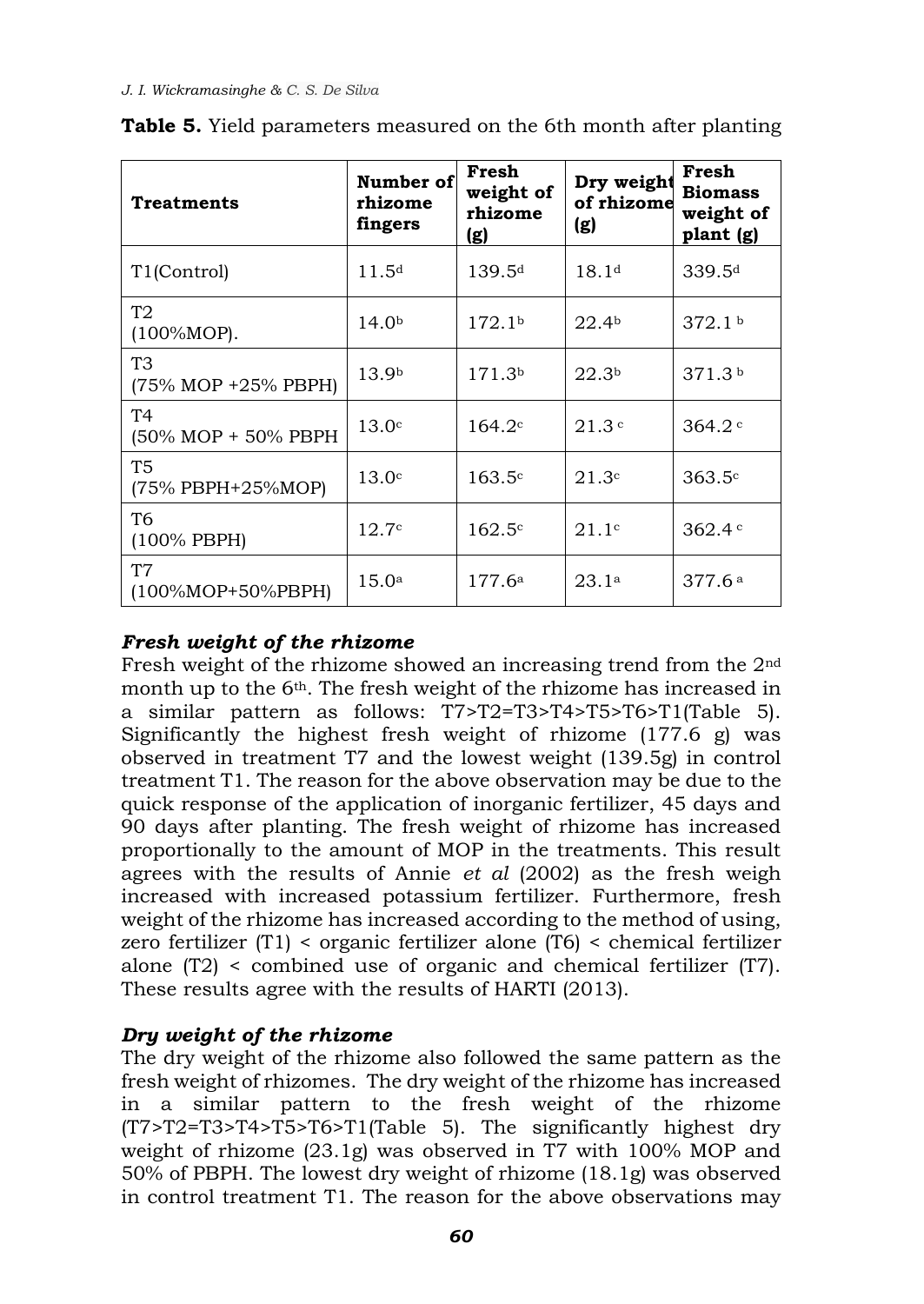**Table 5.** Yield parameters measured on the 6th month after planting

| Treatments | Number of rhizome fingers | Fresh weight of rhizome (g) | Dry weight of rhizome (g) | Fresh Biomass weight of plant (g) |
|---|---|---|---|---|
| T1(Control) | 11.5[d] | 139.5[d] | 18.1[d] | 339.5[d] |
| T2 (100%MOP). | 14.0[b] | 172.1[b] | 22.4[b] | 372.1 [b] |
| T3 (75% MOP +25% PBPH) | 13.9[b] | 171.3[b] | 22.3[b] | 371.3 [b] |
| T4 (50% MOP + 50% PBPH | 13.0[c] | 164.2[c] | 21.3 [c] | 364.2 [c] |
| T5 (75% PBPH+25%MOP) | 13.0[c] | 163.5[c] | 21.3[c] | 363.5[c] |
| T6 (100% PBPH) | 12.7[c] | 162.5[c] | 21.1[c] | 362.4 [c] |
| T7 (100%MOP+50%PBPH) | 15.0[a] | 177.6[a] | 23.1[a] | 377.6 [a] |

### *Fresh weight of the rhizome*

Fresh weight of the rhizome showed an increasing trend from the 2nd month up to the 6th. The fresh weight of the rhizome has increased in a similar pattern as follows: T7>T2=T3>T4>T5>T6>T1(Table 5). Significantly the highest fresh weight of rhizome (177.6 g) was observed in treatment T7 and the lowest weight (139.5g) in control treatment T1. The reason for the above observation may be due to the quick response of the application of inorganic fertilizer, 45 days and 90 days after planting. The fresh weight of rhizome has increased proportionally to the amount of MOP in the treatments. This result agrees with the results of Annie *et al* (2002) as the fresh weigh increased with increased potassium fertilizer. Furthermore, fresh weight of the rhizome has increased according to the method of using, zero fertilizer (T1) < organic fertilizer alone (T6) < chemical fertilizer alone (T2) < combined use of organic and chemical fertilizer (T7). These results agree with the results of HARTI (2013).

### *Dry weight of the rhizome*

The dry weight of the rhizome also followed the same pattern as the fresh weight of rhizomes. The dry weight of the rhizome has increased in a similar pattern to the fresh weight of the rhizome (T7>T2=T3>T4>T5>T6>T1(Table 5). The significantly highest dry weight of rhizome (23.1g) was observed in T7 with 100% MOP and 50% of PBPH. The lowest dry weight of rhizome (18.1g) was observed in control treatment T1. The reason for the above observations may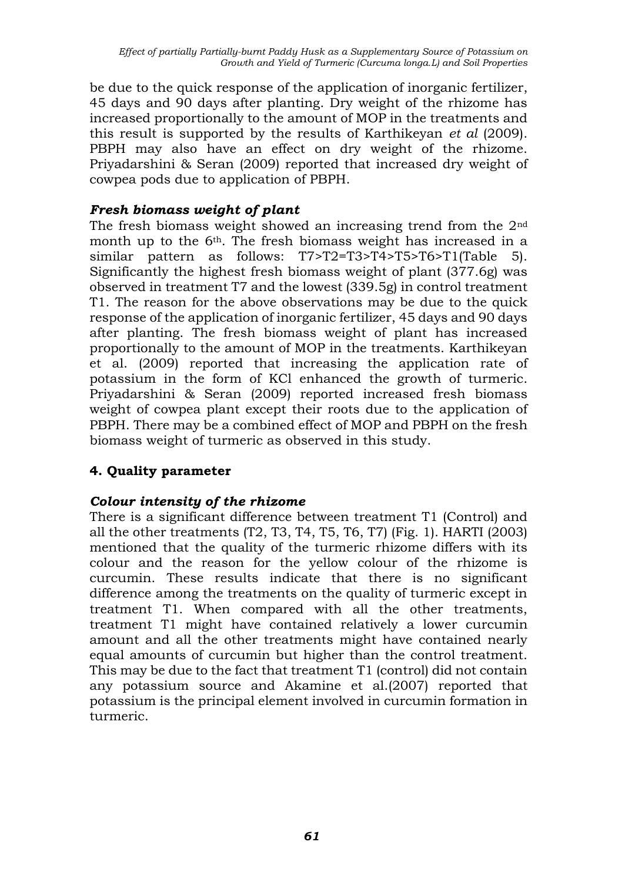be due to the quick response of the application of inorganic fertilizer, 45 days and 90 days after planting. Dry weight of the rhizome has increased proportionally to the amount of MOP in the treatments and this result is supported by the results of Karthikeyan *et al* (2009). PBPH may also have an effect on dry weight of the rhizome. Priyadarshini & Seran (2009) reported that increased dry weight of cowpea pods due to application of PBPH.

### *Fresh biomass weight of plant*

The fresh biomass weight showed an increasing trend from the 2nd month up to the 6th. The fresh biomass weight has increased in a similar pattern as follows: T7>T2=T3>T4>T5>T6>T1(Table 5). Significantly the highest fresh biomass weight of plant (377.6g) was observed in treatment T7 and the lowest (339.5g) in control treatment T1. The reason for the above observations may be due to the quick response of the application of inorganic fertilizer, 45 days and 90 days after planting. The fresh biomass weight of plant has increased proportionally to the amount of MOP in the treatments. Karthikeyan et al. (2009) reported that increasing the application rate of potassium in the form of KCl enhanced the growth of turmeric. Priyadarshini & Seran (2009) reported increased fresh biomass weight of cowpea plant except their roots due to the application of PBPH. There may be a combined effect of MOP and PBPH on the fresh biomass weight of turmeric as observed in this study.

## 4. Quality parameter

### *Colour intensity of the rhizome*

There is a significant difference between treatment T1 (Control) and all the other treatments (T2, T3, T4, T5, T6, T7) (Fig. 1). HARTI (2003) mentioned that the quality of the turmeric rhizome differs with its colour and the reason for the yellow colour of the rhizome is curcumin. These results indicate that there is no significant difference among the treatments on the quality of turmeric except in treatment T1. When compared with all the other treatments, treatment T1 might have contained relatively a lower curcumin amount and all the other treatments might have contained nearly equal amounts of curcumin but higher than the control treatment. This may be due to the fact that treatment T1 (control) did not contain any potassium source and Akamine et al.(2007) reported that potassium is the principal element involved in curcumin formation in turmeric.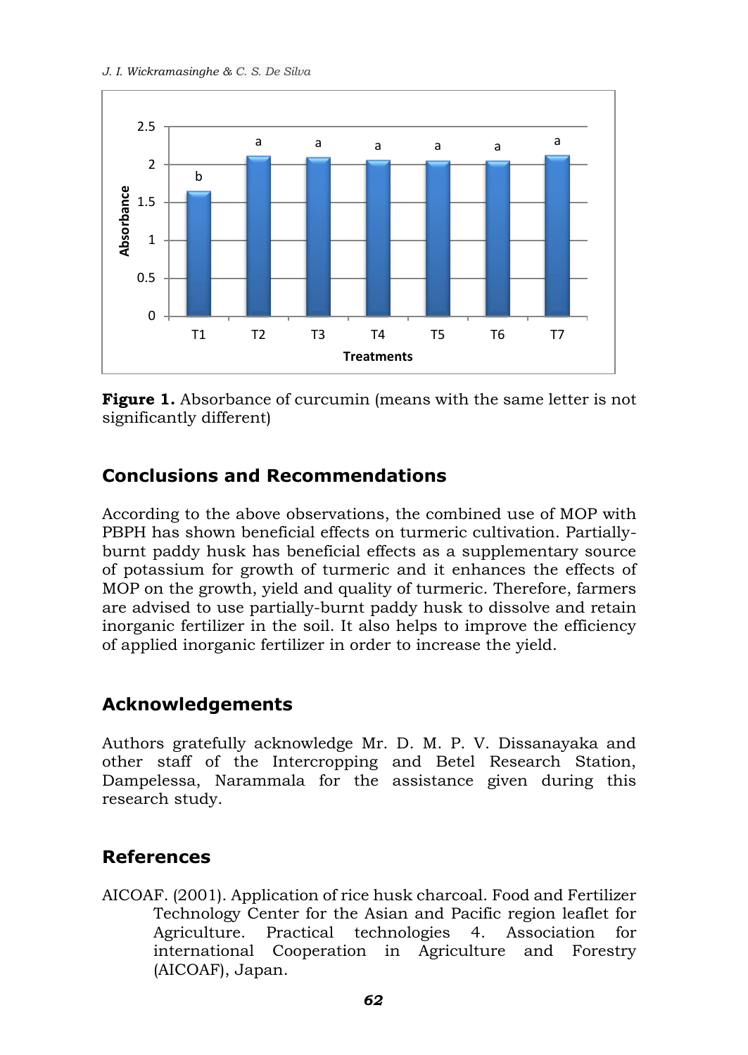**Figure 1.** Absorbance of curcumin (means with the same letter is not significantly different)

## Conclusions and Recommendations

According to the above observations, the combined use of MOP with PBPH has shown beneficial effects on turmeric cultivation. Partially-burnt paddy husk has beneficial effects as a supplementary source of potassium for growth of turmeric and it enhances the effects of MOP on the growth, yield and quality of turmeric. Therefore, farmers are advised to use partially-burnt paddy husk to dissolve and retain inorganic fertilizer in the soil. It also helps to improve the efficiency of applied inorganic fertilizer in order to increase the yield.

## Acknowledgements

Authors gratefully acknowledge Mr. D. M. P. V. Dissanayaka and other staff of the Intercropping and Betel Research Station, Dampelessa, Narammala for the assistance given during this research study.

## References

AICOAF. (2001). Application of rice husk charcoal. Food and Fertilizer Technology Center for the Asian and Pacific region leaflet for Agriculture. Practical technologies 4. Association for international Cooperation in Agriculture and Forestry (AICOAF), Japan.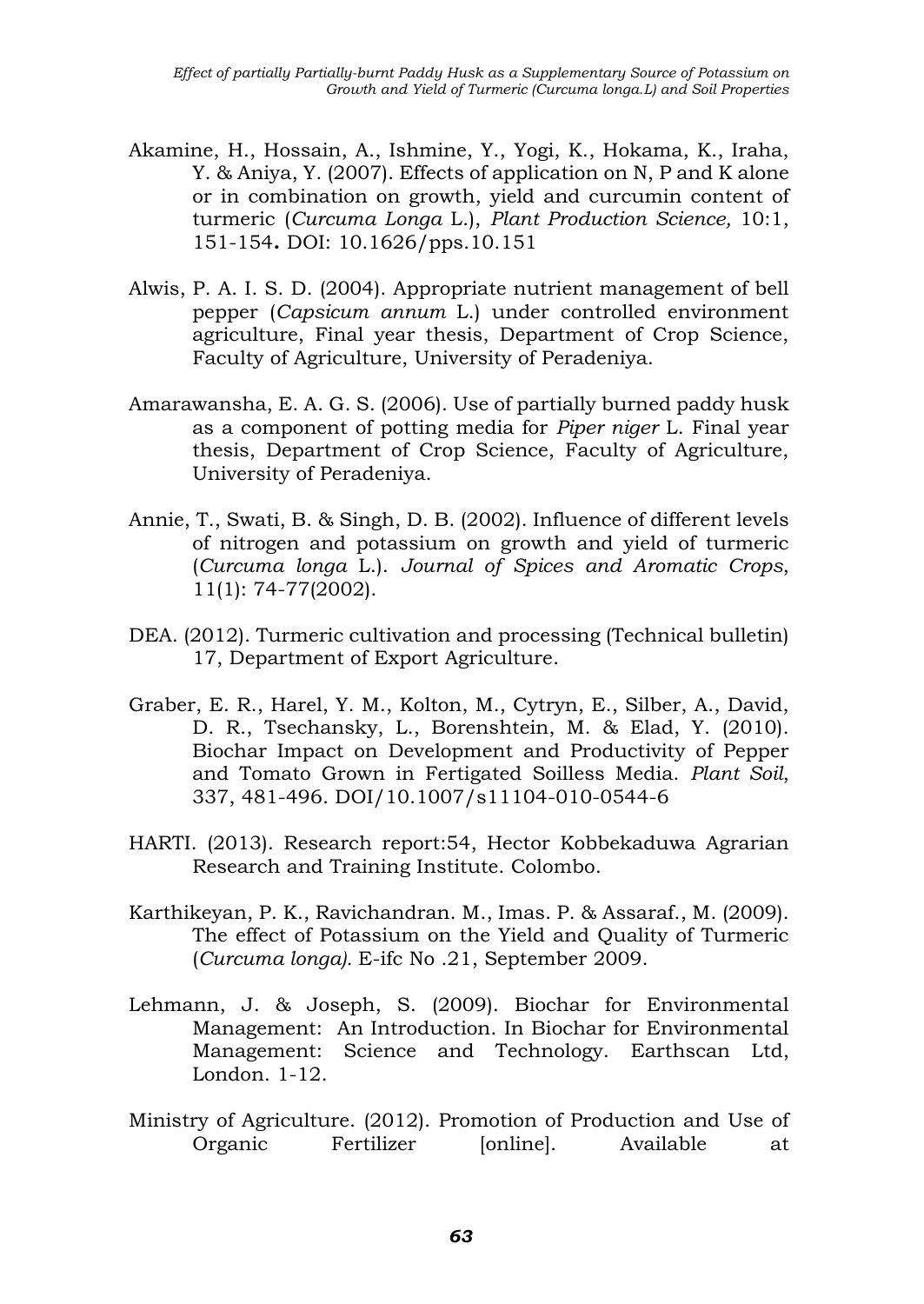Akamine, H., Hossain, A., Ishmine, Y., Yogi, K., Hokama, K., Iraha, Y. & Aniya, Y. (2007). Effects of application on N, P and K alone or in combination on growth, yield and curcumin content of turmeric (*Curcuma Longa* L.), *Plant Production Science,* 10:1, 151-154**.** DOI: 10.1626/pps.10.151

Alwis, P. A. I. S. D. (2004). Appropriate nutrient management of bell pepper (*Capsicum annum* L.) under controlled environment agriculture, Final year thesis, Department of Crop Science, Faculty of Agriculture, University of Peradeniya.

Amarawansha, E. A. G. S. (2006). Use of partially burned paddy husk as a component of potting media for *Piper niger* L. Final year thesis, Department of Crop Science, Faculty of Agriculture, University of Peradeniya.

Annie, T., Swati, B. & Singh, D. B. (2002). Influence of different levels of nitrogen and potassium on growth and yield of turmeric (*Curcuma longa* L.). *Journal of Spices and Aromatic Crops*, 11(1): 74-77(2002).

DEA. (2012). Turmeric cultivation and processing (Technical bulletin) 17, Department of Export Agriculture.

Graber, E. R., Harel, Y. M., Kolton, M., Cytryn, E., Silber, A., David, D. R., Tsechansky, L., Borenshtein, M. & Elad, Y. (2010). Biochar Impact on Development and Productivity of Pepper and Tomato Grown in Fertigated Soilless Media. *Plant Soil*, 337, 481-496. DOI/10.1007/s11104-010-0544-6

HARTI. (2013). Research report:54, Hector Kobbekaduwa Agrarian Research and Training Institute. Colombo.

Karthikeyan, P. K., Ravichandran. M., Imas. P. & Assaraf., M. (2009). The effect of Potassium on the Yield and Quality of Turmeric (*Curcuma longa).* E-ifc No .21, September 2009.

Lehmann, J. & Joseph, S. (2009). Biochar for Environmental Management: An Introduction. In Biochar for Environmental Management: Science and Technology. Earthscan Ltd, London. 1-12.

Ministry of Agriculture. (2012). Promotion of Production and Use of Organic Fertilizer [online]. Available at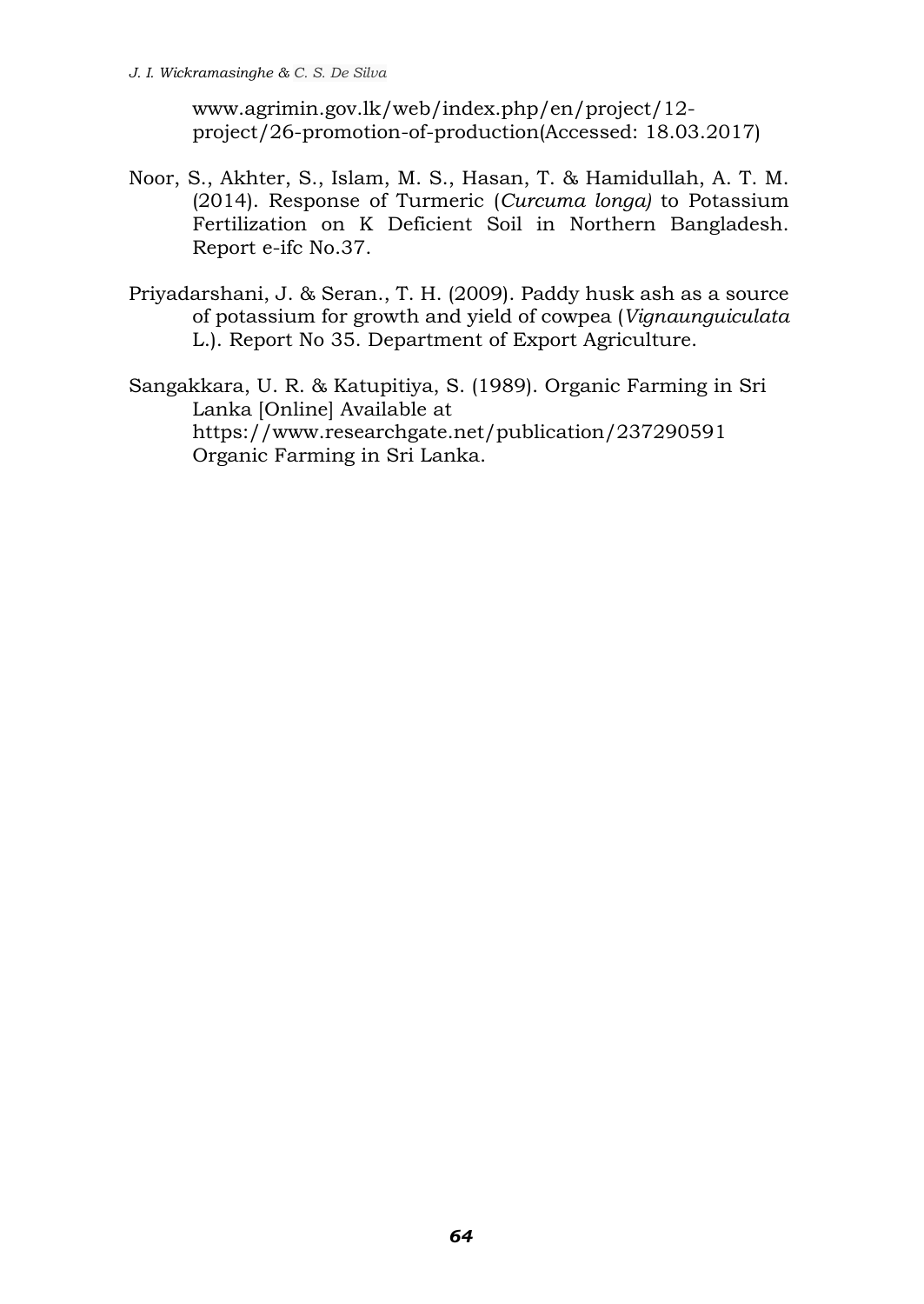www.agrimin.gov.lk/web/index.php/en/project/12-project/26-promotion-of-production(Accessed: 18.03.2017)

Noor, S., Akhter, S., Islam, M. S., Hasan, T. & Hamidullah, A. T. M. (2014). Response of Turmeric (*Curcuma longa)* to Potassium Fertilization on K Deficient Soil in Northern Bangladesh. Report e-ifc No.37.

Priyadarshani, J. & Seran., T. H. (2009). Paddy husk ash as a source of potassium for growth and yield of cowpea (*Vignaunguiculata* L.). Report No 35. Department of Export Agriculture.

Sangakkara, U. R. & Katupitiya, S. (1989). Organic Farming in Sri Lanka [Online] Available at https://www.researchgate.net/publication/237290591 Organic Farming in Sri Lanka.